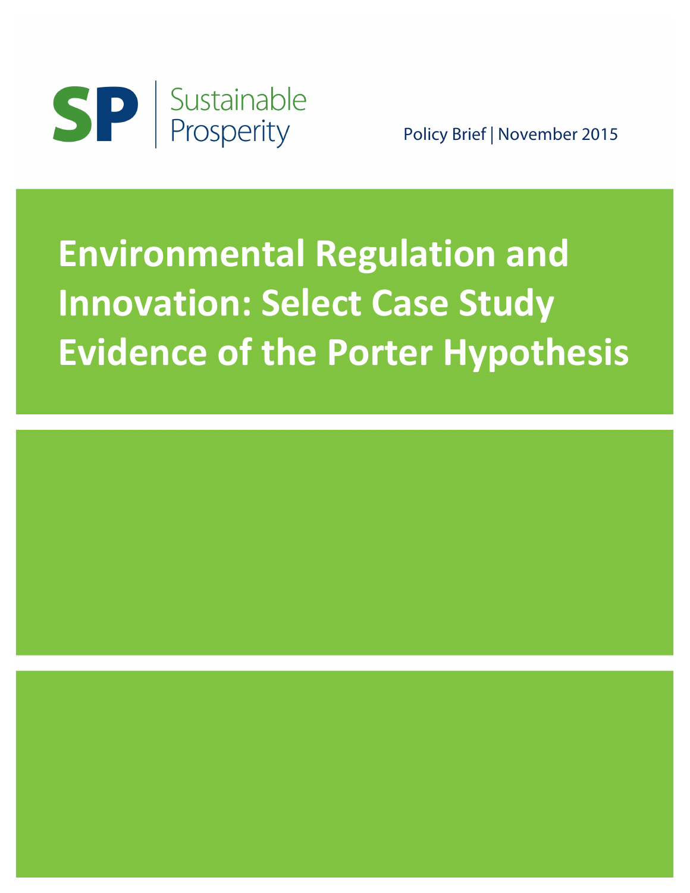SP | Sustainable Prosperity

Policy Brief | November 2015

# Environmental Regulation and Innovation: Select Case Study Evidence of the Porter Hypothesis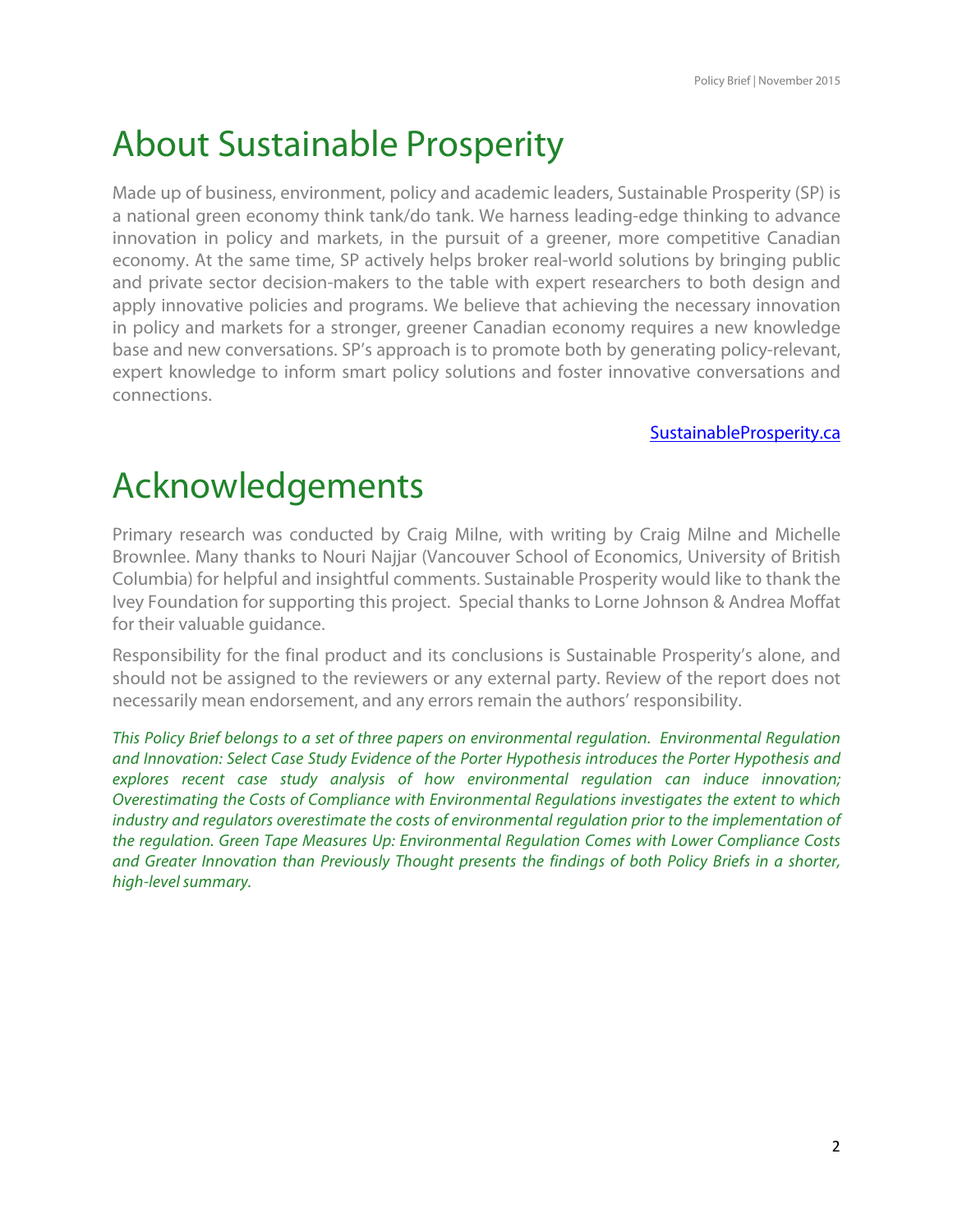# About Sustainable Prosperity

Made up of business, environment, policy and academic leaders, Sustainable Prosperity (SP) is a national green economy think tank/do tank. We harness leading-edge thinking to advance innovation in policy and markets, in the pursuit of a greener, more competitive Canadian economy. At the same time, SP actively helps broker real-world solutions by bringing public and private sector decision-makers to the table with expert researchers to both design and apply innovative policies and programs. We believe that achieving the necessary innovation in policy and markets for a stronger, greener Canadian economy requires a new knowledge base and new conversations. SP's approach is to promote both by generating policy-relevant, expert knowledge to inform smart policy solutions and foster innovative conversations and connections.

[SustainableProsperity.ca](http://SustainableProsperity.ca)

# Acknowledgements

Primary research was conducted by Craig Milne, with writing by Craig Milne and Michelle Brownlee. Many thanks to Nouri Najjar (Vancouver School of Economics, University of British Columbia) for helpful and insightful comments. Sustainable Prosperity would like to thank the Ivey Foundation for supporting this project. Special thanks to Lorne Johnson & Andrea Moffat for their valuable guidance.

Responsibility for the final product and its conclusions is Sustainable Prosperity's alone, and should not be assigned to the reviewers or any external party. Review of the report does not necessarily mean endorsement, and any errors remain the authors' responsibility.

*This Policy Brief belongs to a set of three papers on environmental regulation. Environmental Regulation and Innovation: Select Case Study Evidence of the Porter Hypothesis introduces the Porter Hypothesis and explores recent case study analysis of how environmental regulation can induce innovation; Overestimating the Costs of Compliance with Environmental Regulations investigates the extent to which industry and regulators overestimate the costs of environmental regulation prior to the implementation of the regulation. Green Tape Measures Up: Environmental Regulation Comes with Lower Compliance Costs and Greater Innovation than Previously Thought presents the findings of both Policy Briefs in a shorter, high-level summary.*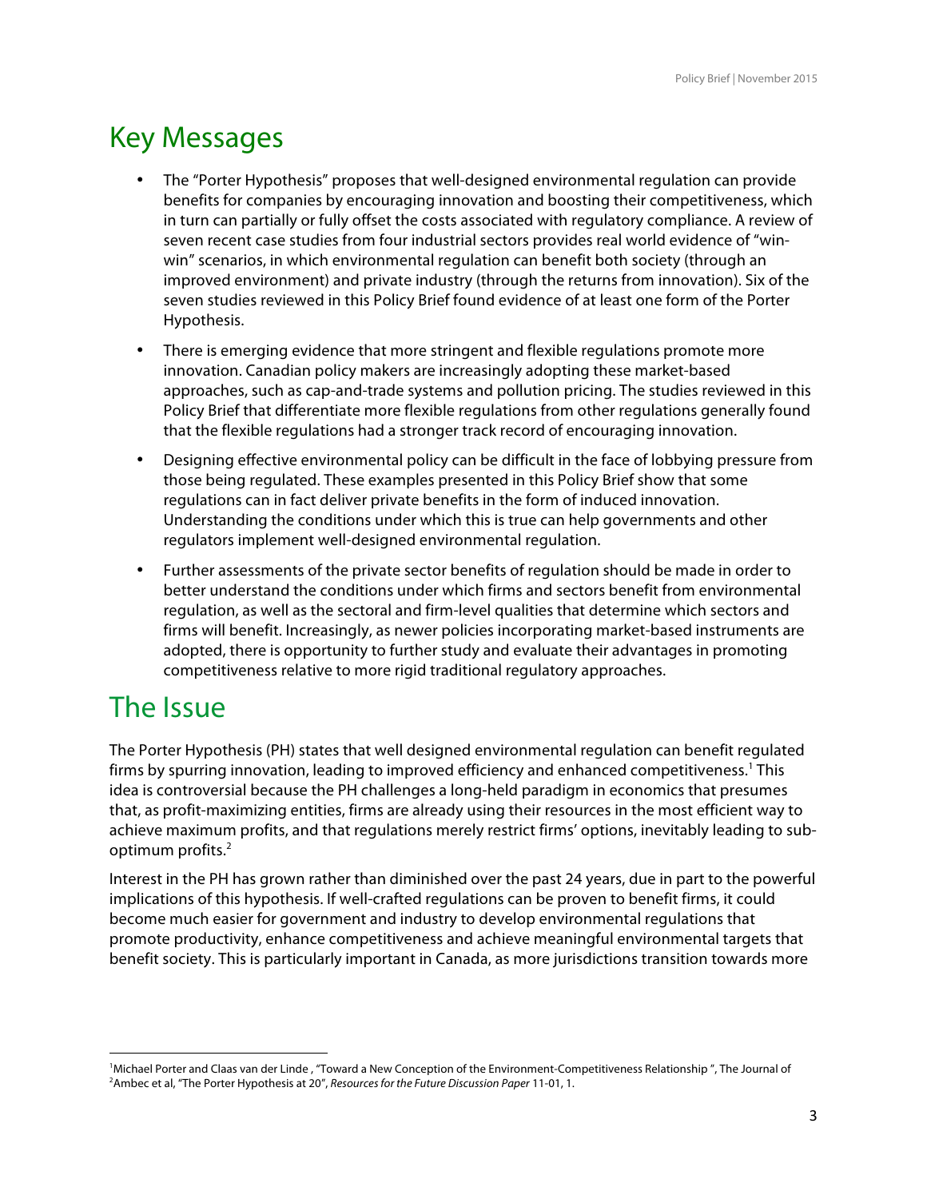## Key Messages

- The "Porter Hypothesis" proposes that well-designed environmental regulation can provide benefits for companies by encouraging innovation and boosting their competitiveness, which in turn can partially or fully offset the costs associated with regulatory compliance. A review of seven recent case studies from four industrial sectors provides real world evidence of "win-win" scenarios, in which environmental regulation can benefit both society (through an improved environment) and private industry (through the returns from innovation). Six of the seven studies reviewed in this Policy Brief found evidence of at least one form of the Porter Hypothesis.
- There is emerging evidence that more stringent and flexible regulations promote more innovation. Canadian policy makers are increasingly adopting these market-based approaches, such as cap-and-trade systems and pollution pricing. The studies reviewed in this Policy Brief that differentiate more flexible regulations from other regulations generally found that the flexible regulations had a stronger track record of encouraging innovation.
- Designing effective environmental policy can be difficult in the face of lobbying pressure from those being regulated. These examples presented in this Policy Brief show that some regulations can in fact deliver private benefits in the form of induced innovation. Understanding the conditions under which this is true can help governments and other regulators implement well-designed environmental regulation.
- Further assessments of the private sector benefits of regulation should be made in order to better understand the conditions under which firms and sectors benefit from environmental regulation, as well as the sectoral and firm-level qualities that determine which sectors and firms will benefit. Increasingly, as newer policies incorporating market-based instruments are adopted, there is opportunity to further study and evaluate their advantages in promoting competitiveness relative to more rigid traditional regulatory approaches.

## The Issue

The Porter Hypothesis (PH) states that well designed environmental regulation can benefit regulated firms by spurring innovation, leading to improved efficiency and enhanced competitiveness.[1] This idea is controversial because the PH challenges a long-held paradigm in economics that presumes that, as profit-maximizing entities, firms are already using their resources in the most efficient way to achieve maximum profits, and that regulations merely restrict firms' options, inevitably leading to sub-optimum profits.[2]

Interest in the PH has grown rather than diminished over the past 24 years, due in part to the powerful implications of this hypothesis. If well-crafted regulations can be proven to benefit firms, it could become much easier for government and industry to develop environmental regulations that promote productivity, enhance competitiveness and achieve meaningful environmental targets that benefit society. This is particularly important in Canada, as more jurisdictions transition towards more

---

[1] Michael Porter and Claas van der Linde , "Toward a New Conception of the Environment-Competitiveness Relationship ", The Journal of

[2] Ambec et al, "The Porter Hypothesis at 20", *Resources for the Future Discussion Paper* 11-01, 1.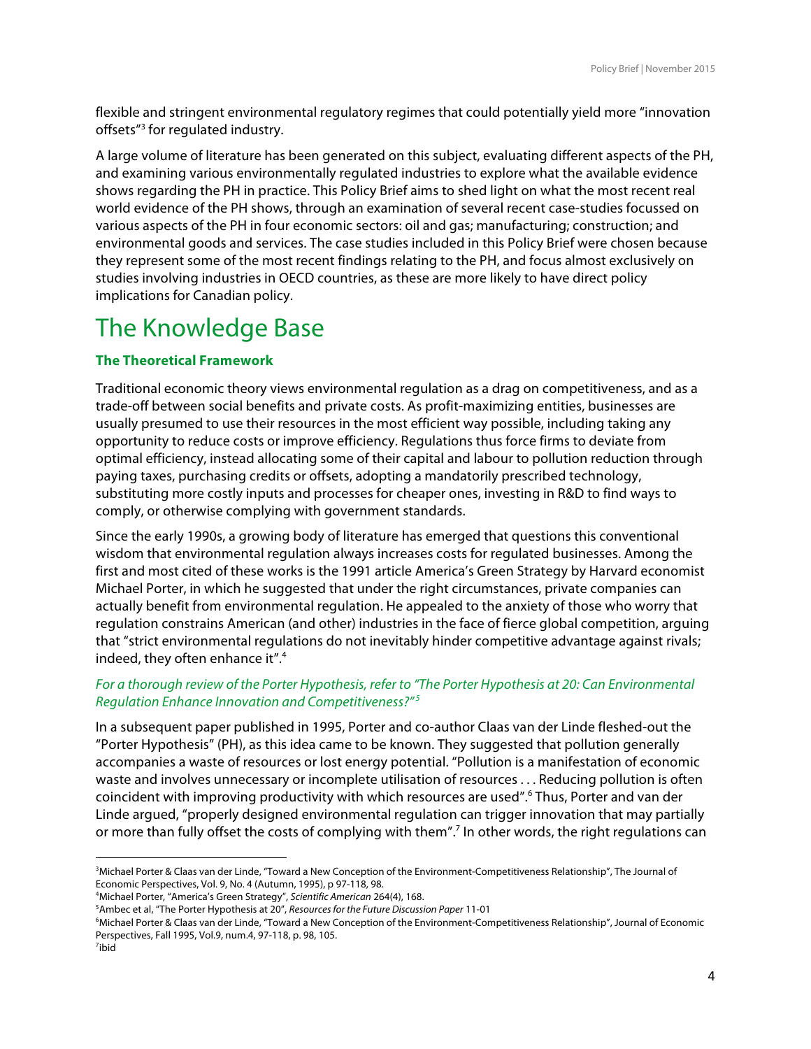flexible and stringent environmental regulatory regimes that could potentially yield more "innovation offsets"[3] for regulated industry.

A large volume of literature has been generated on this subject, evaluating different aspects of the PH, and examining various environmentally regulated industries to explore what the available evidence shows regarding the PH in practice. This Policy Brief aims to shed light on what the most recent real world evidence of the PH shows, through an examination of several recent case-studies focussed on various aspects of the PH in four economic sectors: oil and gas; manufacturing; construction; and environmental goods and services. The case studies included in this Policy Brief were chosen because they represent some of the most recent findings relating to the PH, and focus almost exclusively on studies involving industries in OECD countries, as these are more likely to have direct policy implications for Canadian policy.

# The Knowledge Base

### The Theoretical Framework

Traditional economic theory views environmental regulation as a drag on competitiveness, and as a trade-off between social benefits and private costs. As profit-maximizing entities, businesses are usually presumed to use their resources in the most efficient way possible, including taking any opportunity to reduce costs or improve efficiency. Regulations thus force firms to deviate from optimal efficiency, instead allocating some of their capital and labour to pollution reduction through paying taxes, purchasing credits or offsets, adopting a mandatorily prescribed technology, substituting more costly inputs and processes for cheaper ones, investing in R&D to find ways to comply, or otherwise complying with government standards.

Since the early 1990s, a growing body of literature has emerged that questions this conventional wisdom that environmental regulation always increases costs for regulated businesses. Among the first and most cited of these works is the 1991 article America's Green Strategy by Harvard economist Michael Porter, in which he suggested that under the right circumstances, private companies can actually benefit from environmental regulation. He appealed to the anxiety of those who worry that regulation constrains American (and other) industries in the face of fierce global competition, arguing that "strict environmental regulations do not inevitably hinder competitive advantage against rivals; indeed, they often enhance it".[4]

*For a thorough review of the Porter Hypothesis, refer to "The Porter Hypothesis at 20: Can Environmental Regulation Enhance Innovation and Competitiveness?"[5]*

In a subsequent paper published in 1995, Porter and co-author Claas van der Linde fleshed-out the "Porter Hypothesis" (PH), as this idea came to be known. They suggested that pollution generally accompanies a waste of resources or lost energy potential. "Pollution is a manifestation of economic waste and involves unnecessary or incomplete utilisation of resources . . . Reducing pollution is often coincident with improving productivity with which resources are used".[6] Thus, Porter and van der Linde argued, "properly designed environmental regulation can trigger innovation that may partially or more than fully offset the costs of complying with them".[7] In other words, the right regulations can

---

[3] Michael Porter & Claas van der Linde, "Toward a New Conception of the Environment-Competitiveness Relationship", The Journal of Economic Perspectives, Vol. 9, No. 4 (Autumn, 1995), p 97-118, 98.

[4] Michael Porter, "America's Green Strategy", *Scientific American* 264(4), 168.

[5] Ambec et al, "The Porter Hypothesis at 20", *Resources for the Future Discussion Paper* 11-01

[6] Michael Porter & Claas van der Linde, "Toward a New Conception of the Environment-Competitiveness Relationship", Journal of Economic Perspectives, Fall 1995, Vol.9, num.4, 97-118, p. 98, 105.

[7] ibid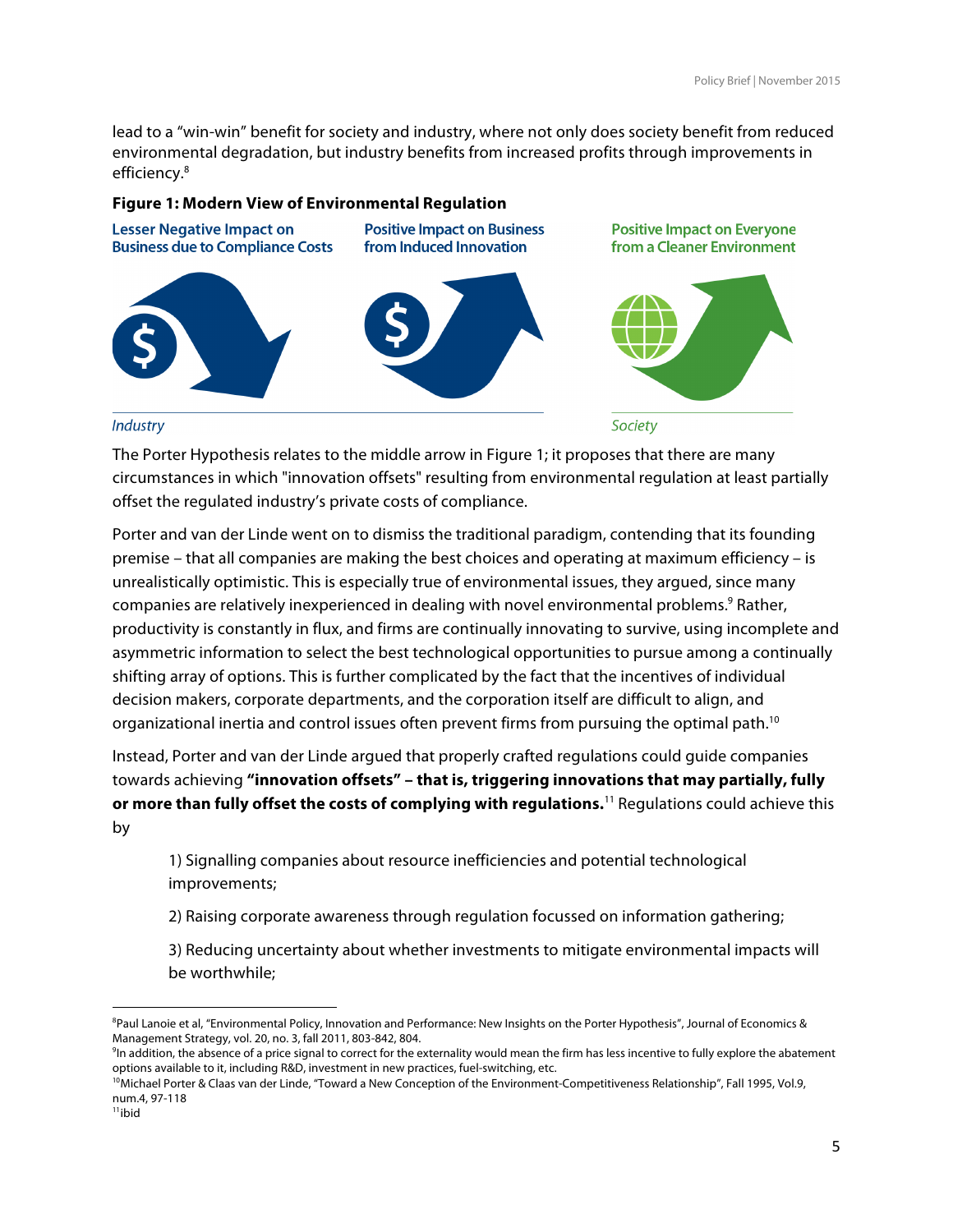lead to a "win-win" benefit for society and industry, where not only does society benefit from reduced environmental degradation, but industry benefits from increased profits through improvements in efficiency.[8]

**Figure 1: Modern View of Environmental Regulation**

Lesser Negative Impact on Business due to Compliance Costs

Positive Impact on Business from Induced Innovation

Positive Impact on Everyone from a Cleaner Environment

*Industry*

*Society*

The Porter Hypothesis relates to the middle arrow in Figure 1; it proposes that there are many circumstances in which "innovation offsets" resulting from environmental regulation at least partially offset the regulated industry's private costs of compliance.

Porter and van der Linde went on to dismiss the traditional paradigm, contending that its founding premise – that all companies are making the best choices and operating at maximum efficiency – is unrealistically optimistic. This is especially true of environmental issues, they argued, since many companies are relatively inexperienced in dealing with novel environmental problems.[9] Rather, productivity is constantly in flux, and firms are continually innovating to survive, using incomplete and asymmetric information to select the best technological opportunities to pursue among a continually shifting array of options. This is further complicated by the fact that the incentives of individual decision makers, corporate departments, and the corporation itself are difficult to align, and organizational inertia and control issues often prevent firms from pursuing the optimal path.[10]

Instead, Porter and van der Linde argued that properly crafted regulations could guide companies towards achieving **"innovation offsets" – that is, triggering innovations that may partially, fully or more than fully offset the costs of complying with regulations.**[11] Regulations could achieve this by

1) Signalling companies about resource inefficiencies and potential technological improvements;

2) Raising corporate awareness through regulation focussed on information gathering;

3) Reducing uncertainty about whether investments to mitigate environmental impacts will be worthwhile;

---

[8] Paul Lanoie et al, "Environmental Policy, Innovation and Performance: New Insights on the Porter Hypothesis", Journal of Economics & Management Strategy, vol. 20, no. 3, fall 2011, 803-842, 804.

[9] In addition, the absence of a price signal to correct for the externality would mean the firm has less incentive to fully explore the abatement options available to it, including R&D, investment in new practices, fuel-switching, etc.

[10] Michael Porter & Claas van der Linde, "Toward a New Conception of the Environment-Competitiveness Relationship", Fall 1995, Vol.9, num.4, 97-118

[11] ibid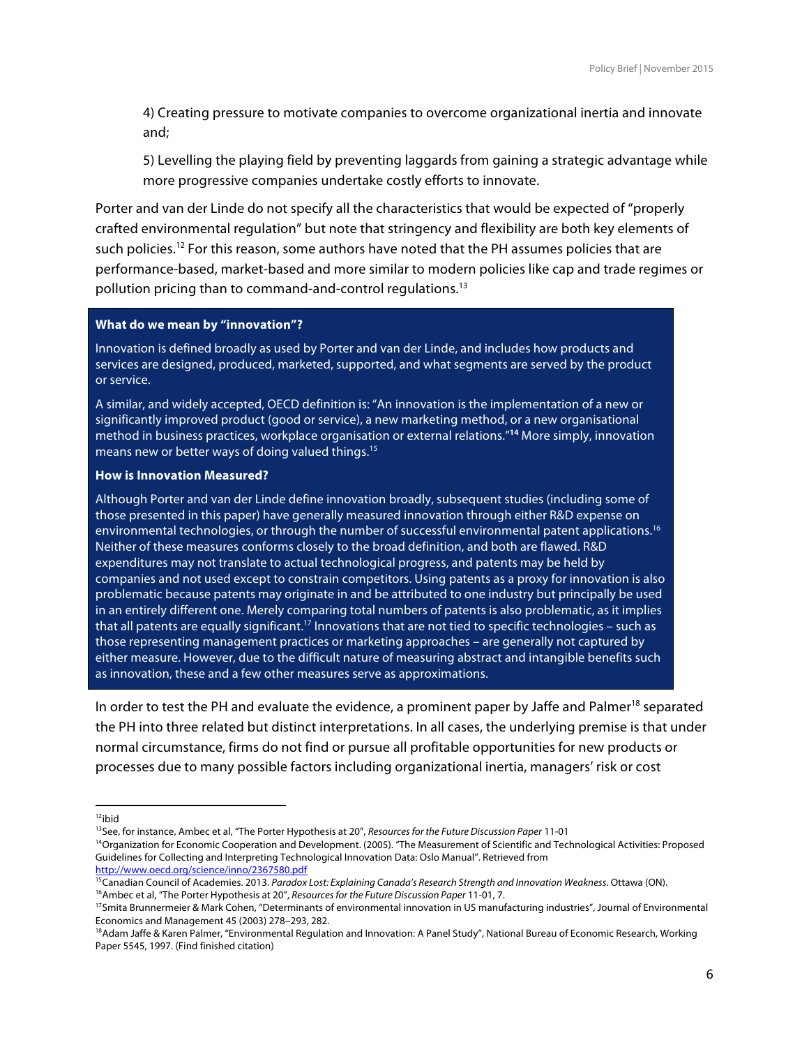4) Creating pressure to motivate companies to overcome organizational inertia and innovate and;

5) Levelling the playing field by preventing laggards from gaining a strategic advantage while more progressive companies undertake costly efforts to innovate.

Porter and van der Linde do not specify all the characteristics that would be expected of "properly crafted environmental regulation" but note that stringency and flexibility are both key elements of such policies.[12] For this reason, some authors have noted that the PH assumes policies that are performance-based, market-based and more similar to modern policies like cap and trade regimes or pollution pricing than to command-and-control regulations.[13]

**What do we mean by "innovation"?**

Innovation is defined broadly as used by Porter and van der Linde, and includes how products and services are designed, produced, marketed, supported, and what segments are served by the product or service.

A similar, and widely accepted, OECD definition is: "An innovation is the implementation of a new or significantly improved product (good or service), a new marketing method, or a new organisational method in business practices, workplace organisation or external relations."[14] More simply, innovation means new or better ways of doing valued things.[15]

**How is Innovation Measured?**

Although Porter and van der Linde define innovation broadly, subsequent studies (including some of those presented in this paper) have generally measured innovation through either R&D expense on environmental technologies, or through the number of successful environmental patent applications.[16] Neither of these measures conforms closely to the broad definition, and both are flawed. R&D expenditures may not translate to actual technological progress, and patents may be held by companies and not used except to constrain competitors. Using patents as a proxy for innovation is also problematic because patents may originate in and be attributed to one industry but principally be used in an entirely different one. Merely comparing total numbers of patents is also problematic, as it implies that all patents are equally significant.[17] Innovations that are not tied to specific technologies – such as those representing management practices or marketing approaches – are generally not captured by either measure. However, due to the difficult nature of measuring abstract and intangible benefits such as innovation, these and a few other measures serve as approximations.

In order to test the PH and evaluate the evidence, a prominent paper by Jaffe and Palmer[18] separated the PH into three related but distinct interpretations. In all cases, the underlying premise is that under normal circumstance, firms do not find or pursue all profitable opportunities for new products or processes due to many possible factors including organizational inertia, managers' risk or cost

---

[12] ibid

[13] See, for instance, Ambec et al, "The Porter Hypothesis at 20", *Resources for the Future Discussion Paper* 11-01

[14] Organization for Economic Cooperation and Development. (2005). "The Measurement of Scientific and Technological Activities: Proposed Guidelines for Collecting and Interpreting Technological Innovation Data: Oslo Manual". Retrieved from http://www.oecd.org/science/inno/2367580.pdf

[15] Canadian Council of Academies. 2013. *Paradox Lost: Explaining Canada's Research Strength and Innovation Weakness.* Ottawa (ON).

[16] Ambec et al, "The Porter Hypothesis at 20", *Resources for the Future Discussion Paper* 11-01, 7.

[17] Smita Brunnermeier & Mark Cohen, "Determinants of environmental innovation in US manufacturing industries", Journal of Environmental Economics and Management 45 (2003) 278–293, 282.

[18] Adam Jaffe & Karen Palmer, "Environmental Regulation and Innovation: A Panel Study", National Bureau of Economic Research, Working Paper 5545, 1997. (Find finished citation)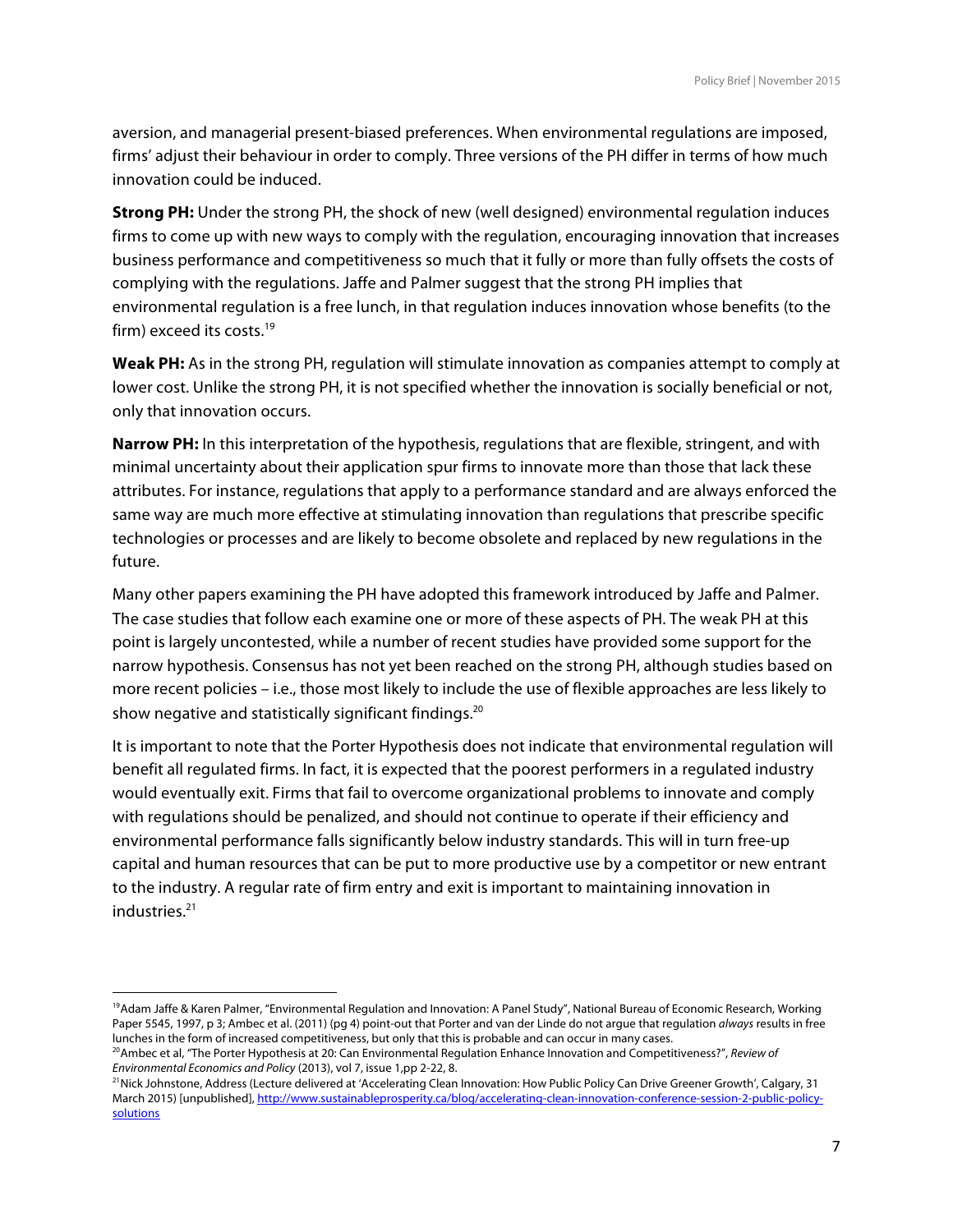aversion, and managerial present-biased preferences. When environmental regulations are imposed, firms' adjust their behaviour in order to comply. Three versions of the PH differ in terms of how much innovation could be induced.

**Strong PH:** Under the strong PH, the shock of new (well designed) environmental regulation induces firms to come up with new ways to comply with the regulation, encouraging innovation that increases business performance and competitiveness so much that it fully or more than fully offsets the costs of complying with the regulations. Jaffe and Palmer suggest that the strong PH implies that environmental regulation is a free lunch, in that regulation induces innovation whose benefits (to the firm) exceed its costs.[19]

**Weak PH:** As in the strong PH, regulation will stimulate innovation as companies attempt to comply at lower cost. Unlike the strong PH, it is not specified whether the innovation is socially beneficial or not, only that innovation occurs.

**Narrow PH:** In this interpretation of the hypothesis, regulations that are flexible, stringent, and with minimal uncertainty about their application spur firms to innovate more than those that lack these attributes. For instance, regulations that apply to a performance standard and are always enforced the same way are much more effective at stimulating innovation than regulations that prescribe specific technologies or processes and are likely to become obsolete and replaced by new regulations in the future.

Many other papers examining the PH have adopted this framework introduced by Jaffe and Palmer. The case studies that follow each examine one or more of these aspects of PH. The weak PH at this point is largely uncontested, while a number of recent studies have provided some support for the narrow hypothesis. Consensus has not yet been reached on the strong PH, although studies based on more recent policies – i.e., those most likely to include the use of flexible approaches are less likely to show negative and statistically significant findings.[20]

It is important to note that the Porter Hypothesis does not indicate that environmental regulation will benefit all regulated firms. In fact, it is expected that the poorest performers in a regulated industry would eventually exit. Firms that fail to overcome organizational problems to innovate and comply with regulations should be penalized, and should not continue to operate if their efficiency and environmental performance falls significantly below industry standards. This will in turn free-up capital and human resources that can be put to more productive use by a competitor or new entrant to the industry. A regular rate of firm entry and exit is important to maintaining innovation in industries.[21]

---

[19] Adam Jaffe & Karen Palmer, "Environmental Regulation and Innovation: A Panel Study", National Bureau of Economic Research, Working Paper 5545, 1997, p 3; Ambec et al. (2011) (pg 4) point-out that Porter and van der Linde do not argue that regulation *always* results in free lunches in the form of increased competitiveness, but only that this is probable and can occur in many cases.

[20] Ambec et al, "The Porter Hypothesis at 20: Can Environmental Regulation Enhance Innovation and Competitiveness?", *Review of Environmental Economics and Policy* (2013), vol 7, issue 1,pp 2-22, 8.

[21] Nick Johnstone, Address (Lecture delivered at 'Accelerating Clean Innovation: How Public Policy Can Drive Greener Growth', Calgary, 31 March 2015) [unpublished], http://www.sustainableprosperity.ca/blog/accelerating-clean-innovation-conference-session-2-public-policy-solutions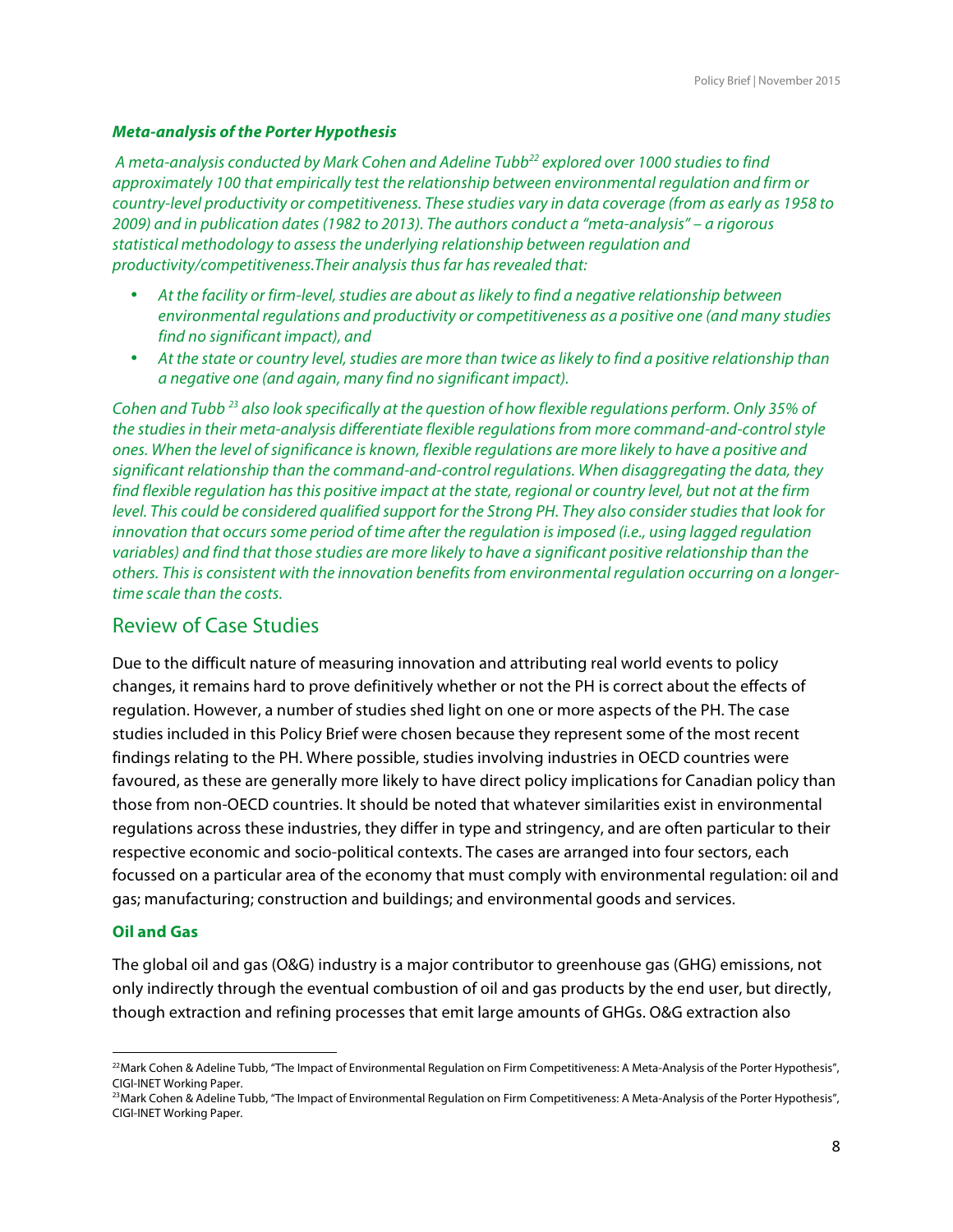### *Meta-analysis of the Porter Hypothesis*

*A meta-analysis conducted by Mark Cohen and Adeline Tubb[22] explored over 1000 studies to find approximately 100 that empirically test the relationship between environmental regulation and firm or country-level productivity or competitiveness. These studies vary in data coverage (from as early as 1958 to 2009) and in publication dates (1982 to 2013). The authors conduct a "meta-analysis" – a rigorous statistical methodology to assess the underlying relationship between regulation and productivity/competitiveness.Their analysis thus far has revealed that:*

- *At the facility or firm-level, studies are about as likely to find a negative relationship between environmental regulations and productivity or competitiveness as a positive one (and many studies find no significant impact), and*
- *At the state or country level, studies are more than twice as likely to find a positive relationship than a negative one (and again, many find no significant impact).*

*Cohen and Tubb [23] also look specifically at the question of how flexible regulations perform. Only 35% of the studies in their meta-analysis differentiate flexible regulations from more command-and-control style ones. When the level of significance is known, flexible regulations are more likely to have a positive and significant relationship than the command-and-control regulations. When disaggregating the data, they find flexible regulation has this positive impact at the state, regional or country level, but not at the firm level. This could be considered qualified support for the Strong PH. They also consider studies that look for innovation that occurs some period of time after the regulation is imposed (i.e., using lagged regulation variables) and find that those studies are more likely to have a significant positive relationship than the others. This is consistent with the innovation benefits from environmental regulation occurring on a longer-time scale than the costs.*

## Review of Case Studies

Due to the difficult nature of measuring innovation and attributing real world events to policy changes, it remains hard to prove definitively whether or not the PH is correct about the effects of regulation. However, a number of studies shed light on one or more aspects of the PH. The case studies included in this Policy Brief were chosen because they represent some of the most recent findings relating to the PH. Where possible, studies involving industries in OECD countries were favoured, as these are generally more likely to have direct policy implications for Canadian policy than those from non-OECD countries. It should be noted that whatever similarities exist in environmental regulations across these industries, they differ in type and stringency, and are often particular to their respective economic and socio-political contexts. The cases are arranged into four sectors, each focussed on a particular area of the economy that must comply with environmental regulation: oil and gas; manufacturing; construction and buildings; and environmental goods and services.

### Oil and Gas

The global oil and gas (O&G) industry is a major contributor to greenhouse gas (GHG) emissions, not only indirectly through the eventual combustion of oil and gas products by the end user, but directly, though extraction and refining processes that emit large amounts of GHGs. O&G extraction also

---

[22] Mark Cohen & Adeline Tubb, "The Impact of Environmental Regulation on Firm Competitiveness: A Meta-Analysis of the Porter Hypothesis", CIGI-INET Working Paper.

[23] Mark Cohen & Adeline Tubb, "The Impact of Environmental Regulation on Firm Competitiveness: A Meta-Analysis of the Porter Hypothesis", CIGI-INET Working Paper.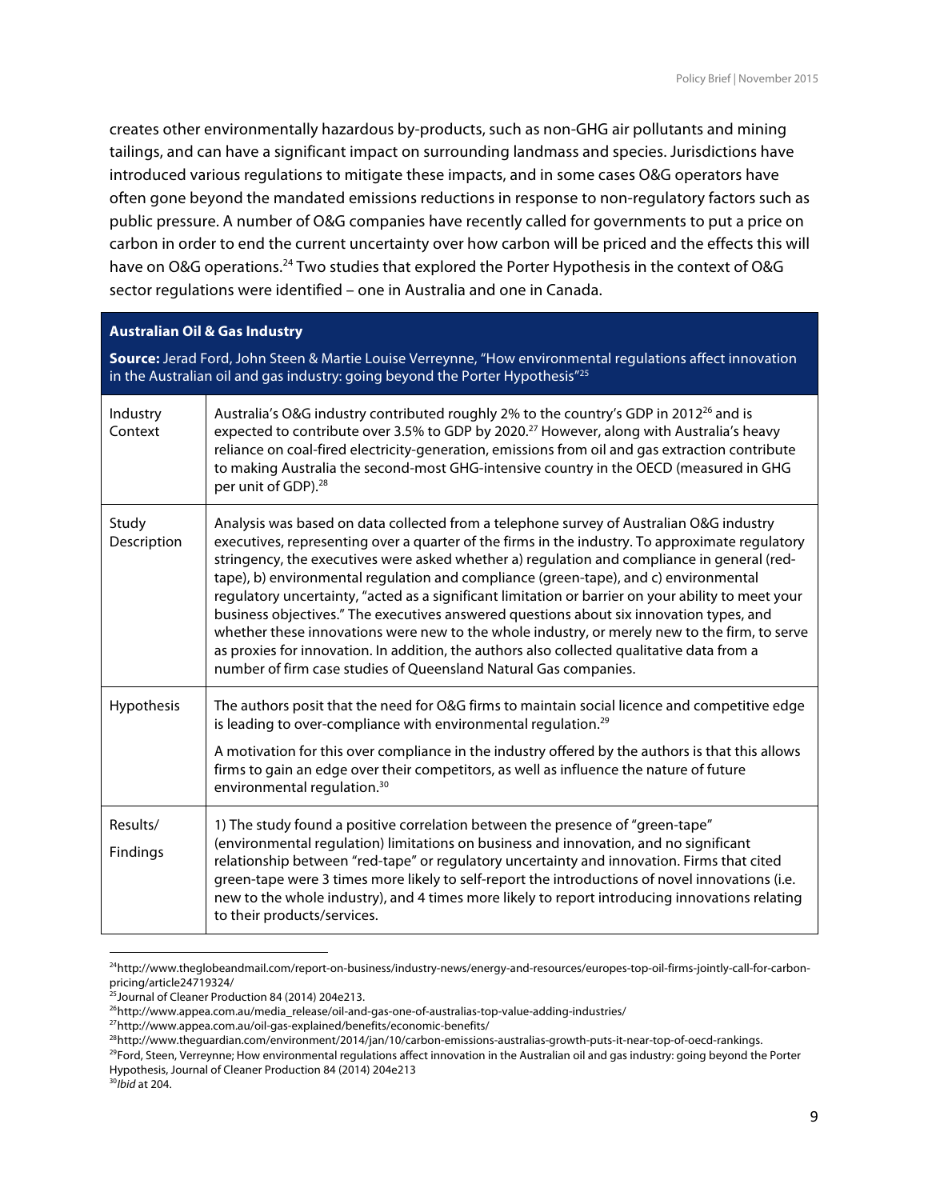creates other environmentally hazardous by-products, such as non-GHG air pollutants and mining tailings, and can have a significant impact on surrounding landmass and species. Jurisdictions have introduced various regulations to mitigate these impacts, and in some cases O&G operators have often gone beyond the mandated emissions reductions in response to non-regulatory factors such as public pressure. A number of O&G companies have recently called for governments to put a price on carbon in order to end the current uncertainty over how carbon will be priced and the effects this will have on O&G operations.[24] Two studies that explored the Porter Hypothesis in the context of O&G sector regulations were identified – one in Australia and one in Canada.

| **Australian Oil & Gas Industry** | |
|---|---|
| **Source:** Jerad Ford, John Steen & Martie Louise Verreynne, "How environmental regulations affect innovation in the Australian oil and gas industry: going beyond the Porter Hypothesis"[25] | |
| Industry Context | Australia's O&G industry contributed roughly 2% to the country's GDP in 2012[26] and is expected to contribute over 3.5% to GDP by 2020.[27] However, along with Australia's heavy reliance on coal-fired electricity-generation, emissions from oil and gas extraction contribute to making Australia the second-most GHG-intensive country in the OECD (measured in GHG per unit of GDP).[28] |
| Study Description | Analysis was based on data collected from a telephone survey of Australian O&G industry executives, representing over a quarter of the firms in the industry. To approximate regulatory stringency, the executives were asked whether a) regulation and compliance in general (red-tape), b) environmental regulation and compliance (green-tape), and c) environmental regulatory uncertainty, "acted as a significant limitation or barrier on your ability to meet your business objectives." The executives answered questions about six innovation types, and whether these innovations were new to the whole industry, or merely new to the firm, to serve as proxies for innovation. In addition, the authors also collected qualitative data from a number of firm case studies of Queensland Natural Gas companies. |
| Hypothesis | The authors posit that the need for O&G firms to maintain social licence and competitive edge is leading to over-compliance with environmental regulation.[29]<br><br>A motivation for this over compliance in the industry offered by the authors is that this allows firms to gain an edge over their competitors, as well as influence the nature of future environmental regulation.[30] |
| Results/ Findings | 1) The study found a positive correlation between the presence of "green-tape" (environmental regulation) limitations on business and innovation, and no significant relationship between "red-tape" or regulatory uncertainty and innovation. Firms that cited green-tape were 3 times more likely to self-report the introductions of novel innovations (i.e. new to the whole industry), and 4 times more likely to report introducing innovations relating to their products/services. |

[24] http://www.theglobeandmail.com/report-on-business/industry-news/energy-and-resources/europes-top-oil-firms-jointly-call-for-carbon-pricing/article24719324/

[25] Journal of Cleaner Production 84 (2014) 204e213.

[26] http://www.appea.com.au/media_release/oil-and-gas-one-of-australias-top-value-adding-industries/

[27] http://www.appea.com.au/oil-gas-explained/benefits/economic-benefits/

[28] http://www.theguardian.com/environment/2014/jan/10/carbon-emissions-australias-growth-puts-it-near-top-of-oecd-rankings.

[29] Ford, Steen, Verreynne; How environmental regulations affect innovation in the Australian oil and gas industry: going beyond the Porter Hypothesis, Journal of Cleaner Production 84 (2014) 204e213

[30] *Ibid* at 204.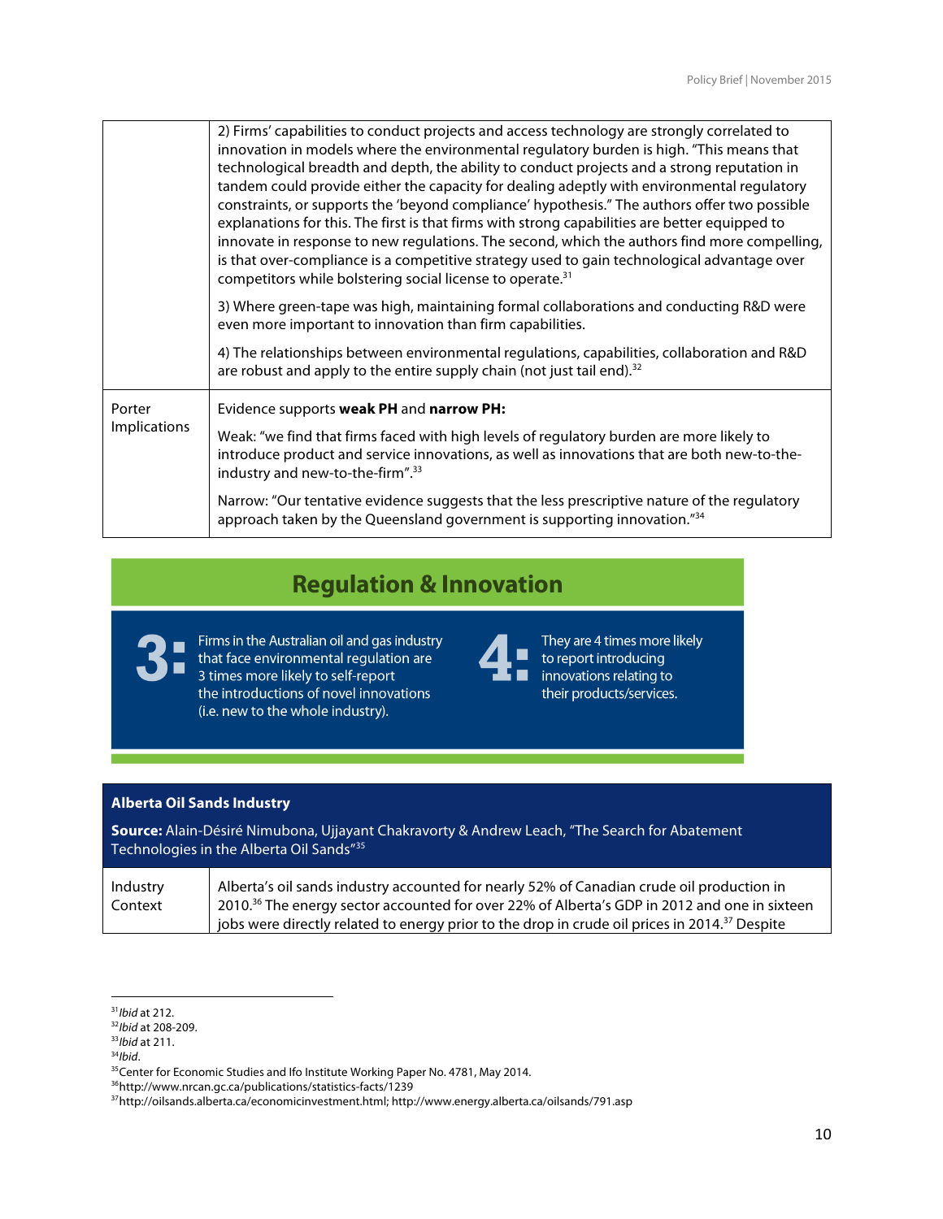| | |
|---|---|
| | 2) Firms' capabilities to conduct projects and access technology are strongly correlated to innovation in models where the environmental regulatory burden is high. "This means that technological breadth and depth, the ability to conduct projects and a strong reputation in tandem could provide either the capacity for dealing adeptly with environmental regulatory constraints, or supports the 'beyond compliance' hypothesis." The authors offer two possible explanations for this. The first is that firms with strong capabilities are better equipped to innovate in response to new regulations. The second, which the authors find more compelling, is that over-compliance is a competitive strategy used to gain technological advantage over competitors while bolstering social license to operate.[31]<br><br>3) Where green-tape was high, maintaining formal collaborations and conducting R&D were even more important to innovation than firm capabilities.<br><br>4) The relationships between environmental regulations, capabilities, collaboration and R&D are robust and apply to the entire supply chain (not just tail end).[32] |
| Porter Implications | Evidence supports **weak PH** and **narrow PH:**<br><br>Weak: "we find that firms faced with high levels of regulatory burden are more likely to introduce product and service innovations, as well as innovations that are both new-to-the-industry and new-to-the-firm".[33]<br><br>Narrow: "Our tentative evidence suggests that the less prescriptive nature of the regulatory approach taken by the Queensland government is supporting innovation."[34] |

## Regulation & Innovation

**3:** Firms in the Australian oil and gas industry that face environmental regulation are 3 times more likely to self-report the introductions of novel innovations (i.e. new to the whole industry).

**4:** They are 4 times more likely to report introducing innovations relating to their products/services.

| **Alberta Oil Sands Industry**<br><br>**Source:** Alain-Désiré Nimubona, Ujjayant Chakravorty & Andrew Leach, "The Search for Abatement Technologies in the Alberta Oil Sands"[35] | |
|---|---|
| Industry Context | Alberta's oil sands industry accounted for nearly 52% of Canadian crude oil production in 2010.[36] The energy sector accounted for over 22% of Alberta's GDP in 2012 and one in sixteen jobs were directly related to energy prior to the drop in crude oil prices in 2014.[37] Despite |

[31] *Ibid* at 212.
[32] *Ibid* at 208-209.
[33] *Ibid* at 211.
[34] *Ibid*.
[35] Center for Economic Studies and Ifo Institute Working Paper No. 4781, May 2014.
[36] http://www.nrcan.gc.ca/publications/statistics-facts/1239
[37] http://oilsands.alberta.ca/economicinvestment.html; http://www.energy.alberta.ca/oilsands/791.asp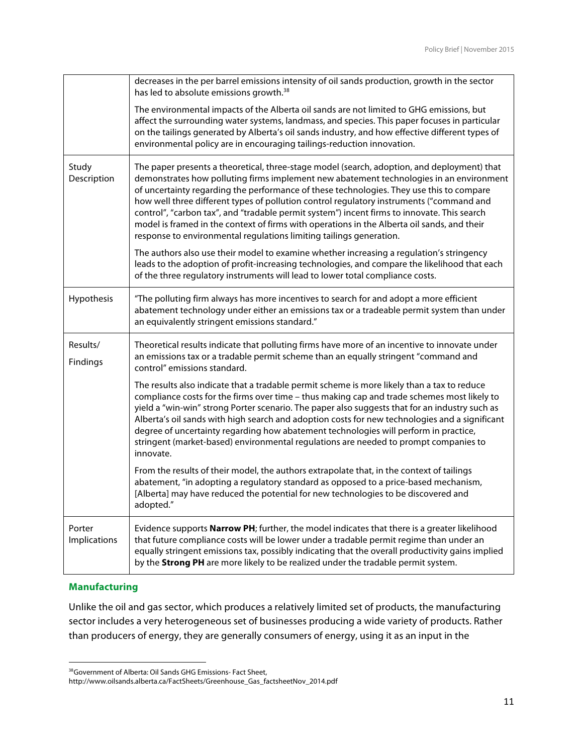| | |
|---|---|
| | decreases in the per barrel emissions intensity of oil sands production, growth in the sector has led to absolute emissions growth.[38]<br><br>The environmental impacts of the Alberta oil sands are not limited to GHG emissions, but affect the surrounding water systems, landmass, and species. This paper focuses in particular on the tailings generated by Alberta's oil sands industry, and how effective different types of environmental policy are in encouraging tailings-reduction innovation. |
| Study Description | The paper presents a theoretical, three-stage model (search, adoption, and deployment) that demonstrates how polluting firms implement new abatement technologies in an environment of uncertainty regarding the performance of these technologies. They use this to compare how well three different types of pollution control regulatory instruments ("command and control", "carbon tax", and "tradable permit system") incent firms to innovate. This search model is framed in the context of firms with operations in the Alberta oil sands, and their response to environmental regulations limiting tailings generation.<br><br>The authors also use their model to examine whether increasing a regulation's stringency leads to the adoption of profit-increasing technologies, and compare the likelihood that each of the three regulatory instruments will lead to lower total compliance costs. |
| Hypothesis | "The polluting firm always has more incentives to search for and adopt a more efficient abatement technology under either an emissions tax or a tradeable permit system than under an equivalently stringent emissions standard." |
| Results/ Findings | Theoretical results indicate that polluting firms have more of an incentive to innovate under an emissions tax or a tradable permit scheme than an equally stringent "command and control" emissions standard.<br><br>The results also indicate that a tradable permit scheme is more likely than a tax to reduce compliance costs for the firms over time – thus making cap and trade schemes most likely to yield a "win-win" strong Porter scenario. The paper also suggests that for an industry such as Alberta's oil sands with high search and adoption costs for new technologies and a significant degree of uncertainty regarding how abatement technologies will perform in practice, stringent (market-based) environmental regulations are needed to prompt companies to innovate.<br><br>From the results of their model, the authors extrapolate that, in the context of tailings abatement, "in adopting a regulatory standard as opposed to a price-based mechanism, [Alberta] may have reduced the potential for new technologies to be discovered and adopted." |
| Porter Implications | Evidence supports **Narrow PH**; further, the model indicates that there is a greater likelihood that future compliance costs will be lower under a tradable permit regime than under an equally stringent emissions tax, possibly indicating that the overall productivity gains implied by the **Strong PH** are more likely to be realized under the tradable permit system. |

## Manufacturing

Unlike the oil and gas sector, which produces a relatively limited set of products, the manufacturing sector includes a very heterogeneous set of businesses producing a wide variety of products. Rather than producers of energy, they are generally consumers of energy, using it as an input in the

[38]Government of Alberta: Oil Sands GHG Emissions- Fact Sheet, http://www.oilsands.alberta.ca/FactSheets/Greenhouse_Gas_factsheetNov_2014.pdf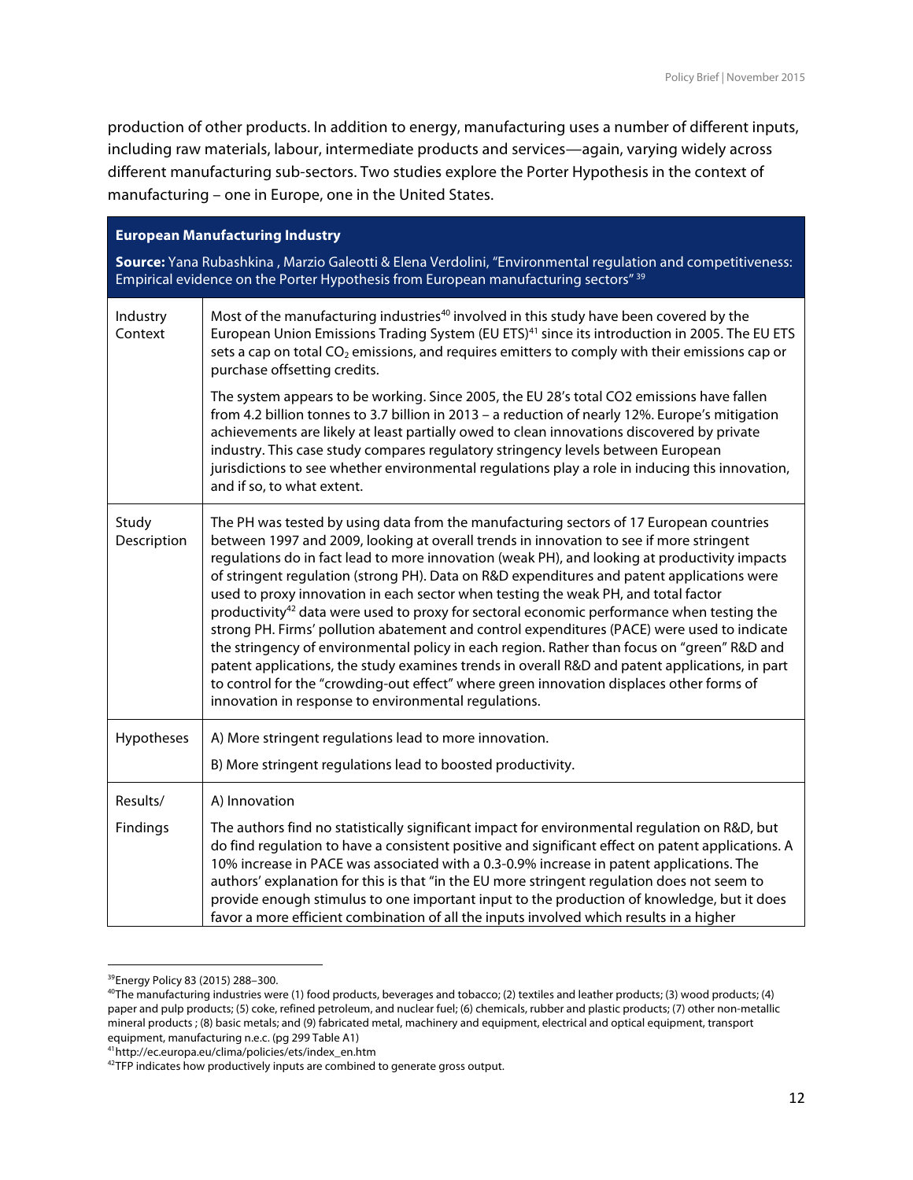production of other products. In addition to energy, manufacturing uses a number of different inputs, including raw materials, labour, intermediate products and services—again, varying widely across different manufacturing sub-sectors. Two studies explore the Porter Hypothesis in the context of manufacturing – one in Europe, one in the United States.

| **European Manufacturing Industry** **Source:** Yana Rubashkina , Marzio Galeotti & Elena Verdolini, "Environmental regulation and competitiveness: Empirical evidence on the Porter Hypothesis from European manufacturing sectors" [39] | |
|---|---|
| Industry Context | Most of the manufacturing industries[40] involved in this study have been covered by the European Union Emissions Trading System (EU ETS)[41] since its introduction in 2005. The EU ETS sets a cap on total $CO_2$ emissions, and requires emitters to comply with their emissions cap or purchase offsetting credits. The system appears to be working. Since 2005, the EU 28's total CO2 emissions have fallen from 4.2 billion tonnes to 3.7 billion in 2013 – a reduction of nearly 12%. Europe's mitigation achievements are likely at least partially owed to clean innovations discovered by private industry. This case study compares regulatory stringency levels between European jurisdictions to see whether environmental regulations play a role in inducing this innovation, and if so, to what extent. |
| Study Description | The PH was tested by using data from the manufacturing sectors of 17 European countries between 1997 and 2009, looking at overall trends in innovation to see if more stringent regulations do in fact lead to more innovation (weak PH), and looking at productivity impacts of stringent regulation (strong PH). Data on R&D expenditures and patent applications were used to proxy innovation in each sector when testing the weak PH, and total factor productivity[42] data were used to proxy for sectoral economic performance when testing the strong PH. Firms' pollution abatement and control expenditures (PACE) were used to indicate the stringency of environmental policy in each region. Rather than focus on "green" R&D and patent applications, the study examines trends in overall R&D and patent applications, in part to control for the "crowding-out effect" where green innovation displaces other forms of innovation in response to environmental regulations. |
| Hypotheses | A) More stringent regulations lead to more innovation. B) More stringent regulations lead to boosted productivity. |
| Results/ Findings | A) Innovation The authors find no statistically significant impact for environmental regulation on R&D, but do find regulation to have a consistent positive and significant effect on patent applications. A 10% increase in PACE was associated with a 0.3-0.9% increase in patent applications. The authors' explanation for this is that "in the EU more stringent regulation does not seem to provide enough stimulus to one important input to the production of knowledge, but it does favor a more efficient combination of all the inputs involved which results in a higher |

[39] Energy Policy 83 (2015) 288–300.

[40] The manufacturing industries were (1) food products, beverages and tobacco; (2) textiles and leather products; (3) wood products; (4) paper and pulp products; (5) coke, refined petroleum, and nuclear fuel; (6) chemicals, rubber and plastic products; (7) other non-metallic mineral products ; (8) basic metals; and (9) fabricated metal, machinery and equipment, electrical and optical equipment, transport equipment, manufacturing n.e.c. (pg 299 Table A1)

[41] http://ec.europa.eu/clima/policies/ets/index_en.htm

[42] TFP indicates how productively inputs are combined to generate gross output.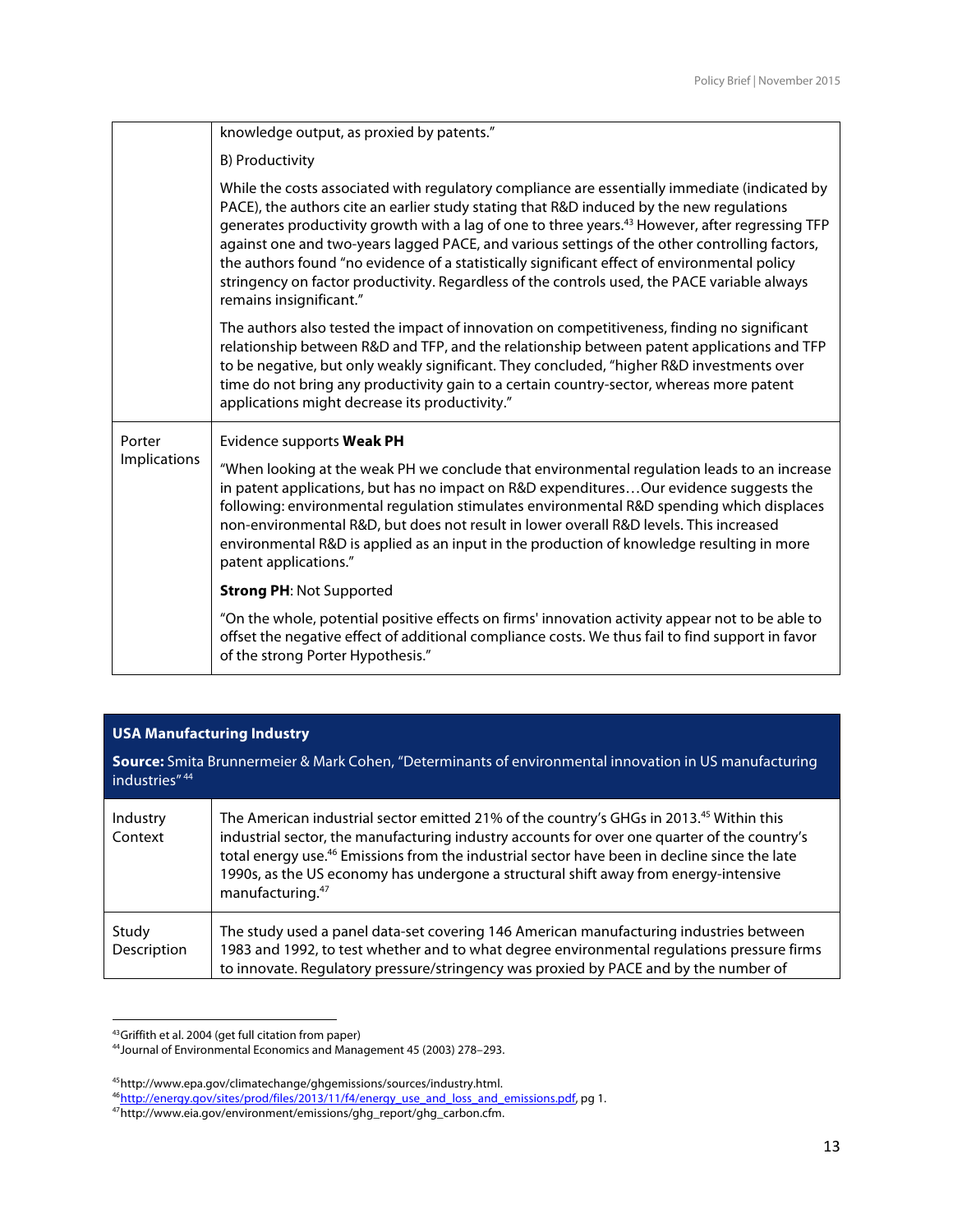| | |
|---|---|
| | knowledge output, as proxied by patents."<br><br>B) Productivity<br><br>While the costs associated with regulatory compliance are essentially immediate (indicated by PACE), the authors cite an earlier study stating that R&D induced by the new regulations generates productivity growth with a lag of one to three years.[43] However, after regressing TFP against one and two-years lagged PACE, and various settings of the other controlling factors, the authors found "no evidence of a statistically significant effect of environmental policy stringency on factor productivity. Regardless of the controls used, the PACE variable always remains insignificant."<br><br>The authors also tested the impact of innovation on competitiveness, finding no significant relationship between R&D and TFP, and the relationship between patent applications and TFP to be negative, but only weakly significant. They concluded, "higher R&D investments over time do not bring any productivity gain to a certain country-sector, whereas more patent applications might decrease its productivity." |
| Porter Implications | Evidence supports **Weak PH**<br><br>"When looking at the weak PH we conclude that environmental regulation leads to an increase in patent applications, but has no impact on R&D expenditures…Our evidence suggests the following: environmental regulation stimulates environmental R&D spending which displaces non-environmental R&D, but does not result in lower overall R&D levels. This increased environmental R&D is applied as an input in the production of knowledge resulting in more patent applications."<br><br>**Strong PH**: Not Supported<br><br>"On the whole, potential positive effects on firms' innovation activity appear not to be able to offset the negative effect of additional compliance costs. We thus fail to find support in favor of the strong Porter Hypothesis." |

| **USA Manufacturing Industry**<br><br>**Source:** Smita Brunnermeier & Mark Cohen, "Determinants of environmental innovation in US manufacturing industries"[44] | |
|---|---|
| Industry Context | The American industrial sector emitted 21% of the country's GHGs in 2013.[45] Within this industrial sector, the manufacturing industry accounts for over one quarter of the country's total energy use.[46] Emissions from the industrial sector have been in decline since the late 1990s, as the US economy has undergone a structural shift away from energy-intensive manufacturing.[47] |
| Study Description | The study used a panel data-set covering 146 American manufacturing industries between 1983 and 1992, to test whether and to what degree environmental regulations pressure firms to innovate. Regulatory pressure/stringency was proxied by PACE and by the number of |

[43] Griffith et al. 2004 (get full citation from paper)

[44] Journal of Environmental Economics and Management 45 (2003) 278–293.

[45] http://www.epa.gov/climatechange/ghgemissions/sources/industry.html.

[46] http://energy.gov/sites/prod/files/2013/11/f4/energy_use_and_loss_and_emissions.pdf, pg 1.

[47] http://www.eia.gov/environment/emissions/ghg_report/ghg_carbon.cfm.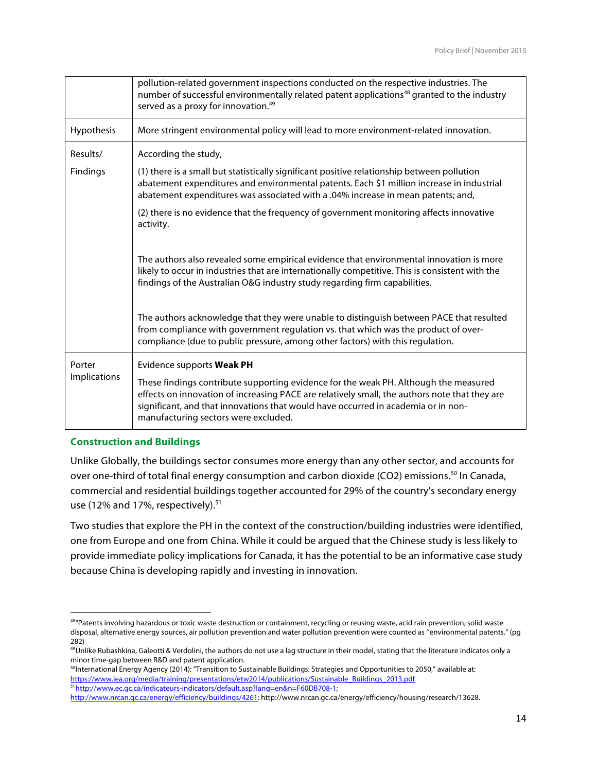| | |
|---|---|
| | pollution-related government inspections conducted on the respective industries. The number of successful environmentally related patent applications[48] granted to the industry served as a proxy for innovation.[49] |
| Hypothesis | More stringent environmental policy will lead to more environment-related innovation. |
| Results/ Findings | According the study,<br><br>(1) there is a small but statistically significant positive relationship between pollution abatement expenditures and environmental patents. Each $1 million increase in industrial abatement expenditures was associated with a .04% increase in mean patents; and,<br><br>(2) there is no evidence that the frequency of government monitoring affects innovative activity.<br><br>The authors also revealed some empirical evidence that environmental innovation is more likely to occur in industries that are internationally competitive. This is consistent with the findings of the Australian O&G industry study regarding firm capabilities.<br><br>The authors acknowledge that they were unable to distinguish between PACE that resulted from compliance with government regulation vs. that which was the product of over-compliance (due to public pressure, among other factors) with this regulation. |
| Porter Implications | Evidence supports **Weak PH**<br><br>These findings contribute supporting evidence for the weak PH. Although the measured effects on innovation of increasing PACE are relatively small, the authors note that they are significant, and that innovations that would have occurred in academia or in non-manufacturing sectors were excluded. |

### Construction and Buildings

Unlike Globally, the buildings sector consumes more energy than any other sector, and accounts for over one-third of total final energy consumption and carbon dioxide ($CO_2$) emissions.[50] In Canada, commercial and residential buildings together accounted for 29% of the country's secondary energy use (12% and 17%, respectively).[51]

Two studies that explore the PH in the context of the construction/building industries were identified, one from Europe and one from China. While it could be argued that the Chinese study is less likely to provide immediate policy implications for Canada, it has the potential to be an informative case study because China is developing rapidly and investing in innovation.

---

[48] "Patents involving hazardous or toxic waste destruction or containment, recycling or reusing waste, acid rain prevention, solid waste disposal, alternative energy sources, air pollution prevention and water pollution prevention were counted as "environmental patents." (pg 282)

[49] Unlike Rubashkina, Galeotti & Verdolini, the authors do not use a lag structure in their model, stating that the literature indicates only a minor time-gap between R&D and patent application.

[50] International Energy Agency (2014): "Transition to Sustainable Buildings: Strategies and Opportunities to 2050," available at: https://www.iea.org/media/training/presentations/etw2014/publications/Sustainable_Buildings_2013.pdf

[51] http://www.ec.gc.ca/indicateurs-indicators/default.asp?lang=en&n=F60DB708-1; http://www.nrcan.gc.ca/energy/efficiency/buildings/4261: http://www.nrcan.gc.ca/energy/efficiency/housing/research/13628.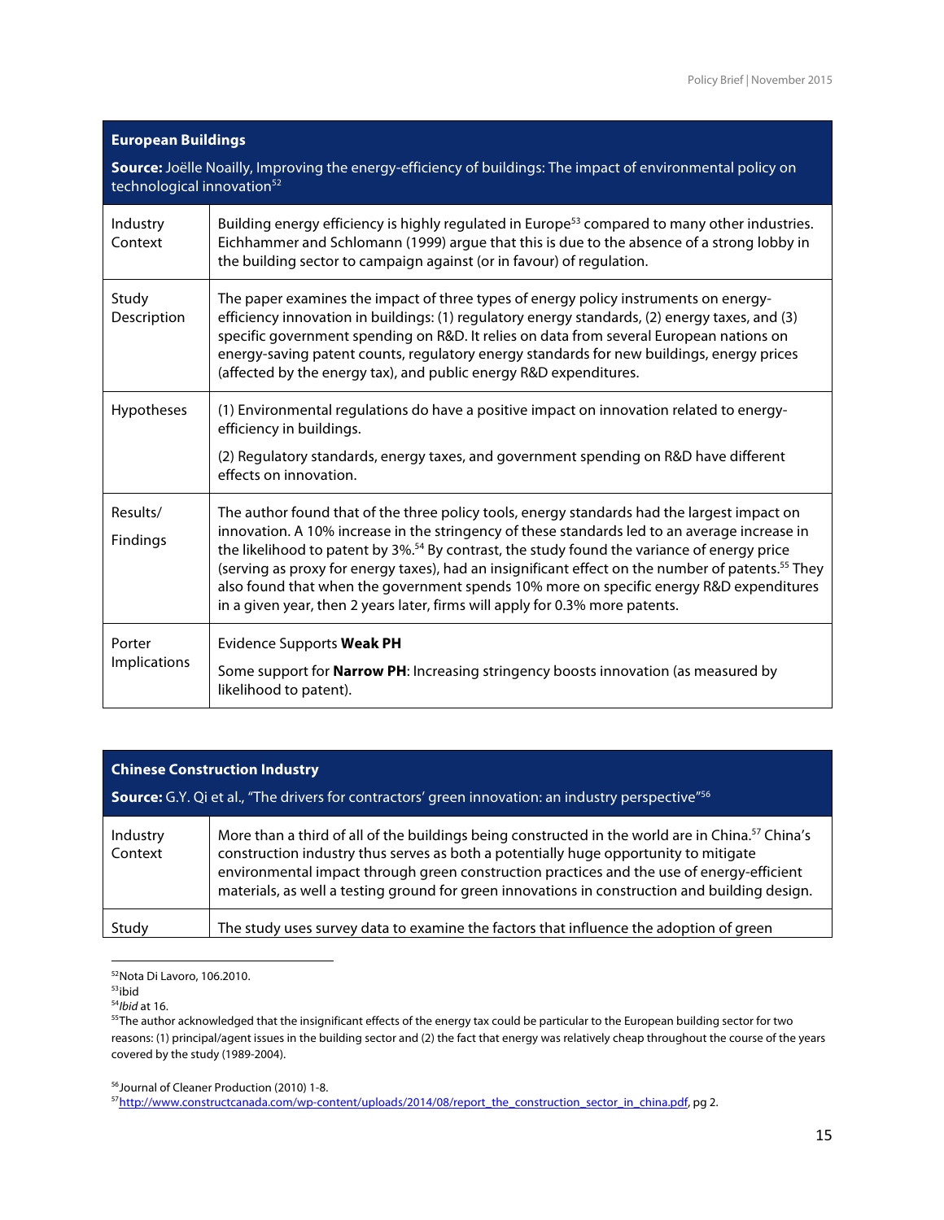| **European Buildings** **Source:** Joëlle Noailly, Improving the energy-efficiency of buildings: The impact of environmental policy on technological innovation[52] | |
|---|---|
| Industry Context | Building energy efficiency is highly regulated in Europe[53] compared to many other industries. Eichhammer and Schlomann (1999) argue that this is due to the absence of a strong lobby in the building sector to campaign against (or in favour) of regulation. |
| Study Description | The paper examines the impact of three types of energy policy instruments on energy-efficiency innovation in buildings: (1) regulatory energy standards, (2) energy taxes, and (3) specific government spending on R&D. It relies on data from several European nations on energy-saving patent counts, regulatory energy standards for new buildings, energy prices (affected by the energy tax), and public energy R&D expenditures. |
| Hypotheses | (1) Environmental regulations do have a positive impact on innovation related to energy-efficiency in buildings. (2) Regulatory standards, energy taxes, and government spending on R&D have different effects on innovation. |
| Results/ Findings | The author found that of the three policy tools, energy standards had the largest impact on innovation. A 10% increase in the stringency of these standards led to an average increase in the likelihood to patent by 3%.[54] By contrast, the study found the variance of energy price (serving as proxy for energy taxes), had an insignificant effect on the number of patents.[55] They also found that when the government spends 10% more on specific energy R&D expenditures in a given year, then 2 years later, firms will apply for 0.3% more patents. |
| Porter Implications | Evidence Supports **Weak PH** Some support for **Narrow PH**: Increasing stringency boosts innovation (as measured by likelihood to patent). |

| **Chinese Construction Industry** **Source:** G.Y. Qi et al., "The drivers for contractors' green innovation: an industry perspective"[56] | |
|---|---|
| Industry Context | More than a third of all of the buildings being constructed in the world are in China.[57] China's construction industry thus serves as both a potentially huge opportunity to mitigate environmental impact through green construction practices and the use of energy-efficient materials, as well a testing ground for green innovations in construction and building design. |
| Study | The study uses survey data to examine the factors that influence the adoption of green |

[52] Nota Di Lavoro, 106.2010.

[53] ibid

[54] *Ibid* at 16.

[55] The author acknowledged that the insignificant effects of the energy tax could be particular to the European building sector for two reasons: (1) principal/agent issues in the building sector and (2) the fact that energy was relatively cheap throughout the course of the years covered by the study (1989-2004).

[56] Journal of Cleaner Production (2010) 1-8.

[57] http://www.constructcanada.com/wp-content/uploads/2014/08/report_the_construction_sector_in_china.pdf, pg 2.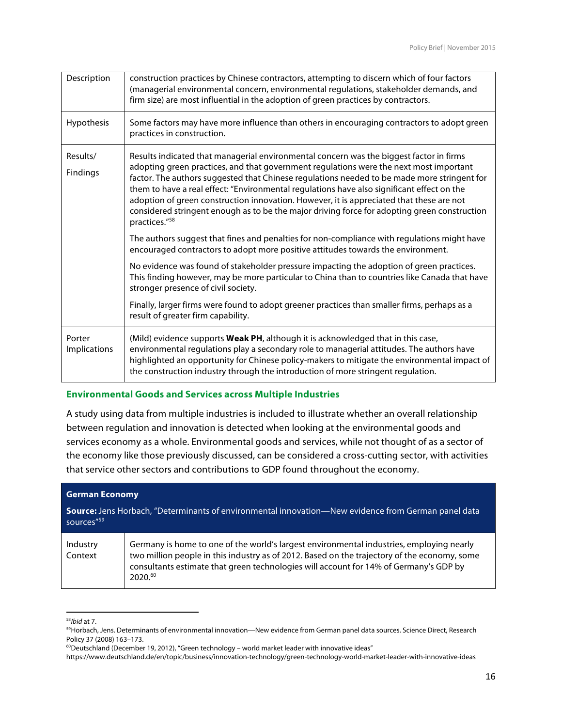| Description | construction practices by Chinese contractors, attempting to discern which of four factors (managerial environmental concern, environmental regulations, stakeholder demands, and firm size) are most influential in the adoption of green practices by contractors. |
|---|---|
| Hypothesis | Some factors may have more influence than others in encouraging contractors to adopt green practices in construction. |
| Results/ Findings | Results indicated that managerial environmental concern was the biggest factor in firms adopting green practices, and that government regulations were the next most important factor. The authors suggested that Chinese regulations needed to be made more stringent for them to have a real effect: "Environmental regulations have also significant effect on the adoption of green construction innovation. However, it is appreciated that these are not considered stringent enough as to be the major driving force for adopting green construction practices."[58]<br><br>The authors suggest that fines and penalties for non-compliance with regulations might have encouraged contractors to adopt more positive attitudes towards the environment.<br><br>No evidence was found of stakeholder pressure impacting the adoption of green practices. This finding however, may be more particular to China than to countries like Canada that have stronger presence of civil society.<br><br>Finally, larger firms were found to adopt greener practices than smaller firms, perhaps as a result of greater firm capability. |
| Porter Implications | (Mild) evidence supports **Weak PH**, although it is acknowledged that in this case, environmental regulations play a secondary role to managerial attitudes. The authors have highlighted an opportunity for Chinese policy-makers to mitigate the environmental impact of the construction industry through the introduction of more stringent regulation. |

### Environmental Goods and Services across Multiple Industries

A study using data from multiple industries is included to illustrate whether an overall relationship between regulation and innovation is detected when looking at the environmental goods and services economy as a whole. Environmental goods and services, while not thought of as a sector of the economy like those previously discussed, can be considered a cross-cutting sector, with activities that service other sectors and contributions to GDP found throughout the economy.

| **German Economy**<br><br>**Source:** Jens Horbach, "Determinants of environmental innovation—New evidence from German panel data sources"[59] | |
|---|---|
| Industry Context | Germany is home to one of the world's largest environmental industries, employing nearly two million people in this industry as of 2012. Based on the trajectory of the economy, some consultants estimate that green technologies will account for 14% of Germany's GDP by 2020.[60] |

[58] *Ibid* at 7.

[59] Horbach, Jens. Determinants of environmental innovation—New evidence from German panel data sources. Science Direct, Research Policy 37 (2008) 163–173.

[60] Deutschland (December 19, 2012), "Green technology – world market leader with innovative ideas" https://www.deutschland.de/en/topic/business/innovation-technology/green-technology-world-market-leader-with-innovative-ideas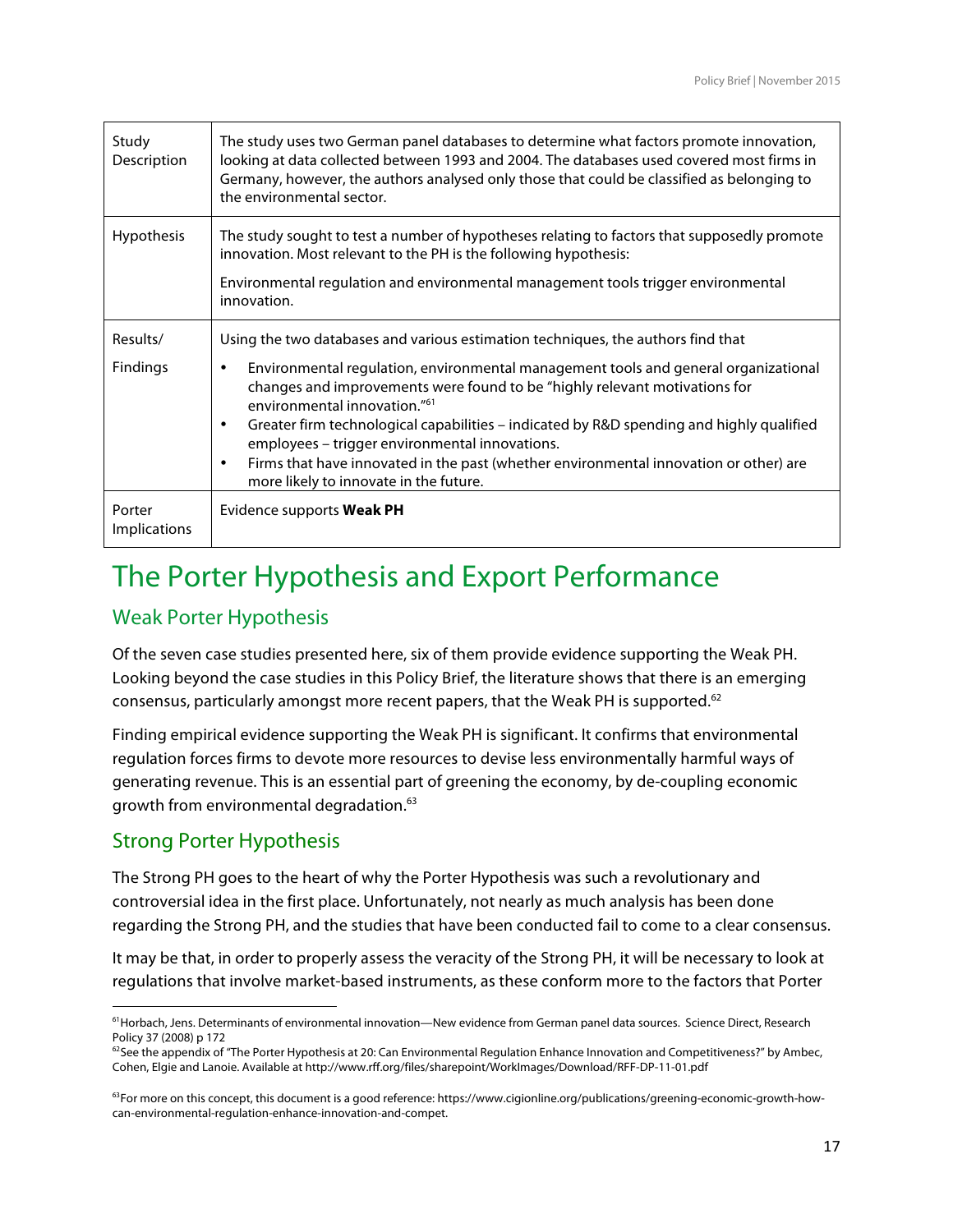| | |
|---|---|
| Study Description | The study uses two German panel databases to determine what factors promote innovation, looking at data collected between 1993 and 2004. The databases used covered most firms in Germany, however, the authors analysed only those that could be classified as belonging to the environmental sector. |
| Hypothesis | The study sought to test a number of hypotheses relating to factors that supposedly promote innovation. Most relevant to the PH is the following hypothesis:<br><br>Environmental regulation and environmental management tools trigger environmental innovation. |
| Results/<br><br>Findings | Using the two databases and various estimation techniques, the authors find that<br><br>• Environmental regulation, environmental management tools and general organizational changes and improvements were found to be "highly relevant motivations for environmental innovation."[61]<br>• Greater firm technological capabilities – indicated by R&D spending and highly qualified employees – trigger environmental innovations.<br>• Firms that have innovated in the past (whether environmental innovation or other) are more likely to innovate in the future. |
| Porter Implications | Evidence supports **Weak PH** |

# The Porter Hypothesis and Export Performance

## Weak Porter Hypothesis

Of the seven case studies presented here, six of them provide evidence supporting the Weak PH. Looking beyond the case studies in this Policy Brief, the literature shows that there is an emerging consensus, particularly amongst more recent papers, that the Weak PH is supported.[62]

Finding empirical evidence supporting the Weak PH is significant. It confirms that environmental regulation forces firms to devote more resources to devise less environmentally harmful ways of generating revenue. This is an essential part of greening the economy, by de-coupling economic growth from environmental degradation.[63]

## Strong Porter Hypothesis

The Strong PH goes to the heart of why the Porter Hypothesis was such a revolutionary and controversial idea in the first place. Unfortunately, not nearly as much analysis has been done regarding the Strong PH, and the studies that have been conducted fail to come to a clear consensus.

It may be that, in order to properly assess the veracity of the Strong PH, it will be necessary to look at regulations that involve market-based instruments, as these conform more to the factors that Porter

---

[61] Horbach, Jens. Determinants of environmental innovation—New evidence from German panel data sources. Science Direct, Research Policy 37 (2008) p 172

[62] See the appendix of "The Porter Hypothesis at 20: Can Environmental Regulation Enhance Innovation and Competitiveness?" by Ambec, Cohen, Elgie and Lanoie. Available at http://www.rff.org/files/sharepoint/WorkImages/Download/RFF-DP-11-01.pdf

[63] For more on this concept, this document is a good reference: https://www.cigionline.org/publications/greening-economic-growth-how-can-environmental-regulation-enhance-innovation-and-compet.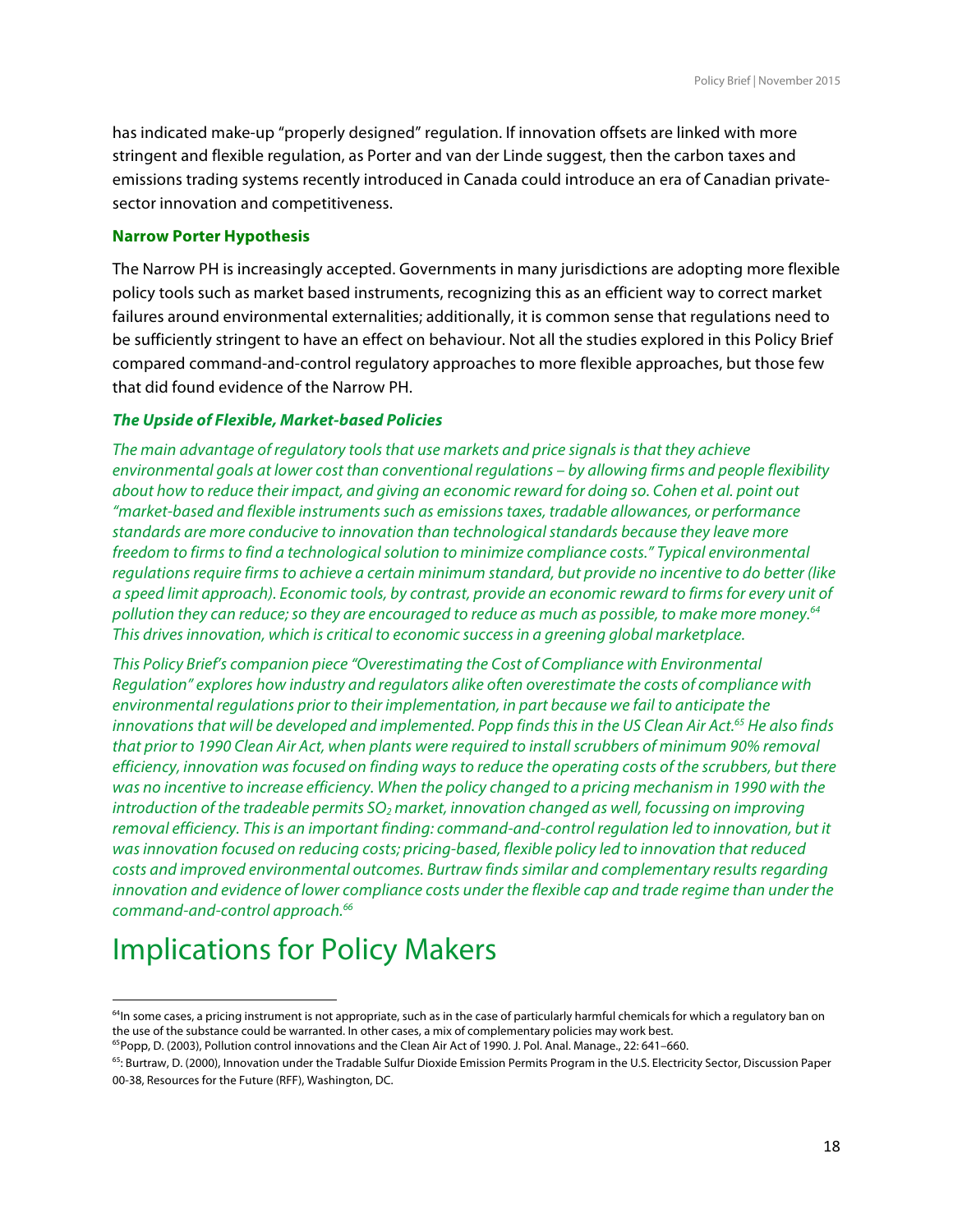has indicated make-up "properly designed" regulation. If innovation offsets are linked with more stringent and flexible regulation, as Porter and van der Linde suggest, then the carbon taxes and emissions trading systems recently introduced in Canada could introduce an era of Canadian private-sector innovation and competitiveness.

### Narrow Porter Hypothesis

The Narrow PH is increasingly accepted. Governments in many jurisdictions are adopting more flexible policy tools such as market based instruments, recognizing this as an efficient way to correct market failures around environmental externalities; additionally, it is common sense that regulations need to be sufficiently stringent to have an effect on behaviour. Not all the studies explored in this Policy Brief compared command-and-control regulatory approaches to more flexible approaches, but those few that did found evidence of the Narrow PH.

#### *The Upside of Flexible, Market-based Policies*

*The main advantage of regulatory tools that use markets and price signals is that they achieve environmental goals at lower cost than conventional regulations – by allowing firms and people flexibility about how to reduce their impact, and giving an economic reward for doing so. Cohen et al. point out "market-based and flexible instruments such as emissions taxes, tradable allowances, or performance standards are more conducive to innovation than technological standards because they leave more freedom to firms to find a technological solution to minimize compliance costs." Typical environmental regulations require firms to achieve a certain minimum standard, but provide no incentive to do better (like a speed limit approach). Economic tools, by contrast, provide an economic reward to firms for every unit of pollution they can reduce; so they are encouraged to reduce as much as possible, to make more money.*[64] *This drives innovation, which is critical to economic success in a greening global marketplace.*

*This Policy Brief's companion piece "Overestimating the Cost of Compliance with Environmental Regulation" explores how industry and regulators alike often overestimate the costs of compliance with environmental regulations prior to their implementation, in part because we fail to anticipate the innovations that will be developed and implemented. Popp finds this in the US Clean Air Act.*[65] *He also finds that prior to 1990 Clean Air Act, when plants were required to install scrubbers of minimum 90% removal efficiency, innovation was focused on finding ways to reduce the operating costs of the scrubbers, but there was no incentive to increase efficiency. When the policy changed to a pricing mechanism in 1990 with the introduction of the tradeable permits $SO_2$ market, innovation changed as well, focussing on improving removal efficiency. This is an important finding: command-and-control regulation led to innovation, but it was innovation focused on reducing costs; pricing-based, flexible policy led to innovation that reduced costs and improved environmental outcomes. Burtraw finds similar and complementary results regarding innovation and evidence of lower compliance costs under the flexible cap and trade regime than under the command-and-control approach.*[66]

# Implications for Policy Makers

---

[64] In some cases, a pricing instrument is not appropriate, such as in the case of particularly harmful chemicals for which a regulatory ban on the use of the substance could be warranted. In other cases, a mix of complementary policies may work best.

[65] Popp, D. (2003), Pollution control innovations and the Clean Air Act of 1990. J. Pol. Anal. Manage., 22: 641–660.

[65]: Burtraw, D. (2000), Innovation under the Tradable Sulfur Dioxide Emission Permits Program in the U.S. Electricity Sector, Discussion Paper 00-38, Resources for the Future (RFF), Washington, DC.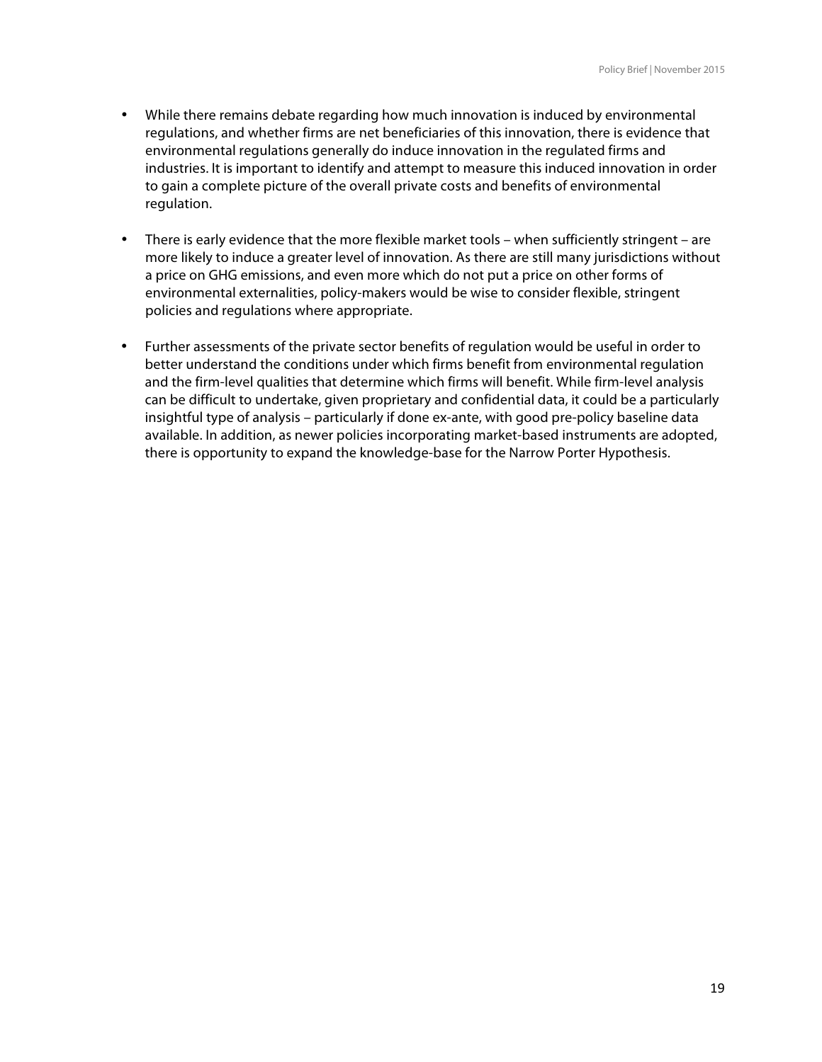- While there remains debate regarding how much innovation is induced by environmental regulations, and whether firms are net beneficiaries of this innovation, there is evidence that environmental regulations generally do induce innovation in the regulated firms and industries. It is important to identify and attempt to measure this induced innovation in order to gain a complete picture of the overall private costs and benefits of environmental regulation.

- There is early evidence that the more flexible market tools – when sufficiently stringent – are more likely to induce a greater level of innovation. As there are still many jurisdictions without a price on GHG emissions, and even more which do not put a price on other forms of environmental externalities, policy-makers would be wise to consider flexible, stringent policies and regulations where appropriate.

- Further assessments of the private sector benefits of regulation would be useful in order to better understand the conditions under which firms benefit from environmental regulation and the firm-level qualities that determine which firms will benefit. While firm-level analysis can be difficult to undertake, given proprietary and confidential data, it could be a particularly insightful type of analysis – particularly if done ex-ante, with good pre-policy baseline data available. In addition, as newer policies incorporating market-based instruments are adopted, there is opportunity to expand the knowledge-base for the Narrow Porter Hypothesis.